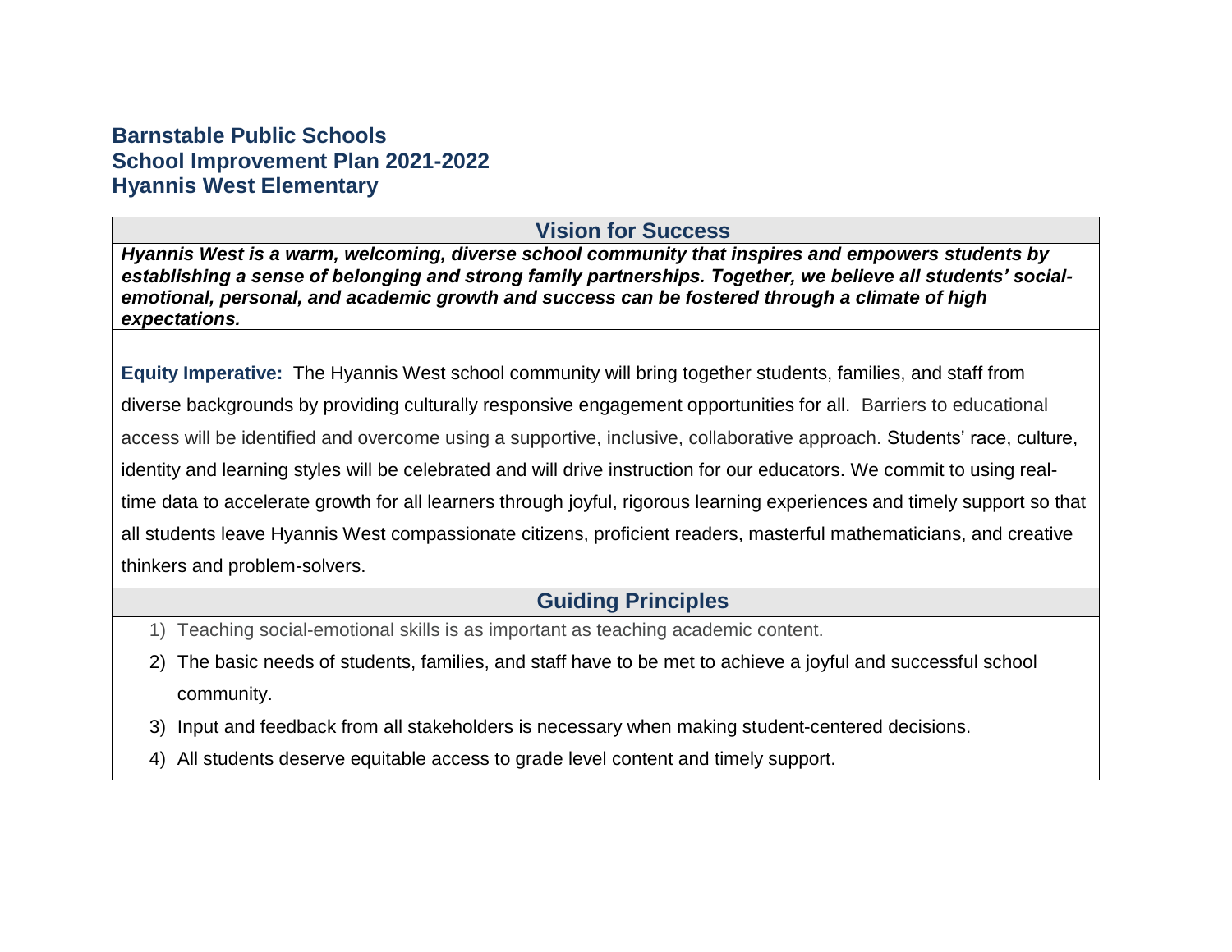# Barnstable Public Schools
# School Improvement Plan 2021-2022
# Hyannis West Elementary

## Vision for Success

***Hyannis West is a warm, welcoming, diverse school community that inspires and empowers students by establishing a sense of belonging and strong family partnerships. Together, we believe all students' social-emotional, personal, and academic growth and success can be fostered through a climate of high expectations.***

**Equity Imperative:** The Hyannis West school community will bring together students, families, and staff from diverse backgrounds by providing culturally responsive engagement opportunities for all. Barriers to educational access will be identified and overcome using a supportive, inclusive, collaborative approach. Students' race, culture, identity and learning styles will be celebrated and will drive instruction for our educators. We commit to using real-time data to accelerate growth for all learners through joyful, rigorous learning experiences and timely support so that all students leave Hyannis West compassionate citizens, proficient readers, masterful mathematicians, and creative thinkers and problem-solvers.

## Guiding Principles

1) Teaching social-emotional skills is as important as teaching academic content.
2) The basic needs of students, families, and staff have to be met to achieve a joyful and successful school community.
3) Input and feedback from all stakeholders is necessary when making student-centered decisions.
4) All students deserve equitable access to grade level content and timely support.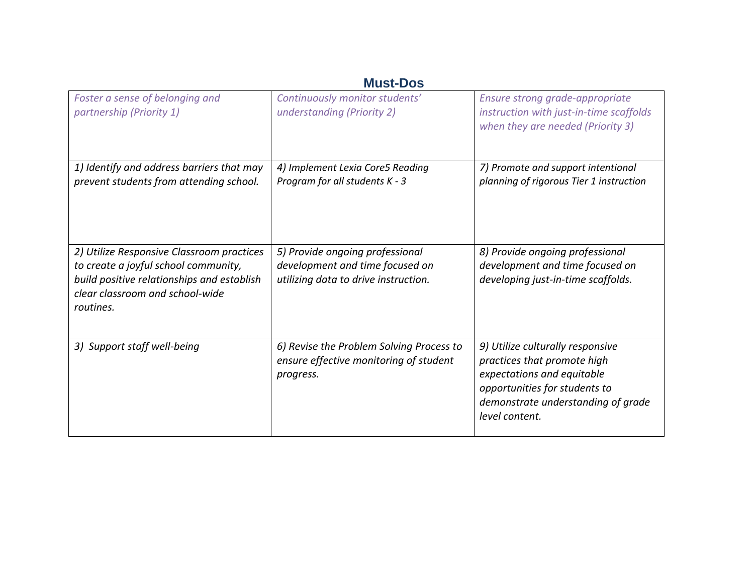## Must-Dos

| *Foster a sense of belonging and partnership (Priority 1)* | *Continuously monitor students' understanding (Priority 2)* | *Ensure strong grade-appropriate instruction with just-in-time scaffolds when they are needed (Priority 3)* |
|---|---|---|
| *1) Identify and address barriers that may prevent students from attending school.* | *4) Implement Lexia Core5 Reading Program for all students K - 3* | *7) Promote and support intentional planning of rigorous Tier 1 instruction* |
| *2) Utilize Responsive Classroom practices to create a joyful school community, build positive relationships and establish clear classroom and school-wide routines.* | *5) Provide ongoing professional development and time focused on utilizing data to drive instruction.* | *8) Provide ongoing professional development and time focused on developing just-in-time scaffolds.* |
| *3) Support staff well-being* | *6) Revise the Problem Solving Process to ensure effective monitoring of student progress.* | *9) Utilize culturally responsive practices that promote high expectations and equitable opportunities for students to demonstrate understanding of grade level content.* |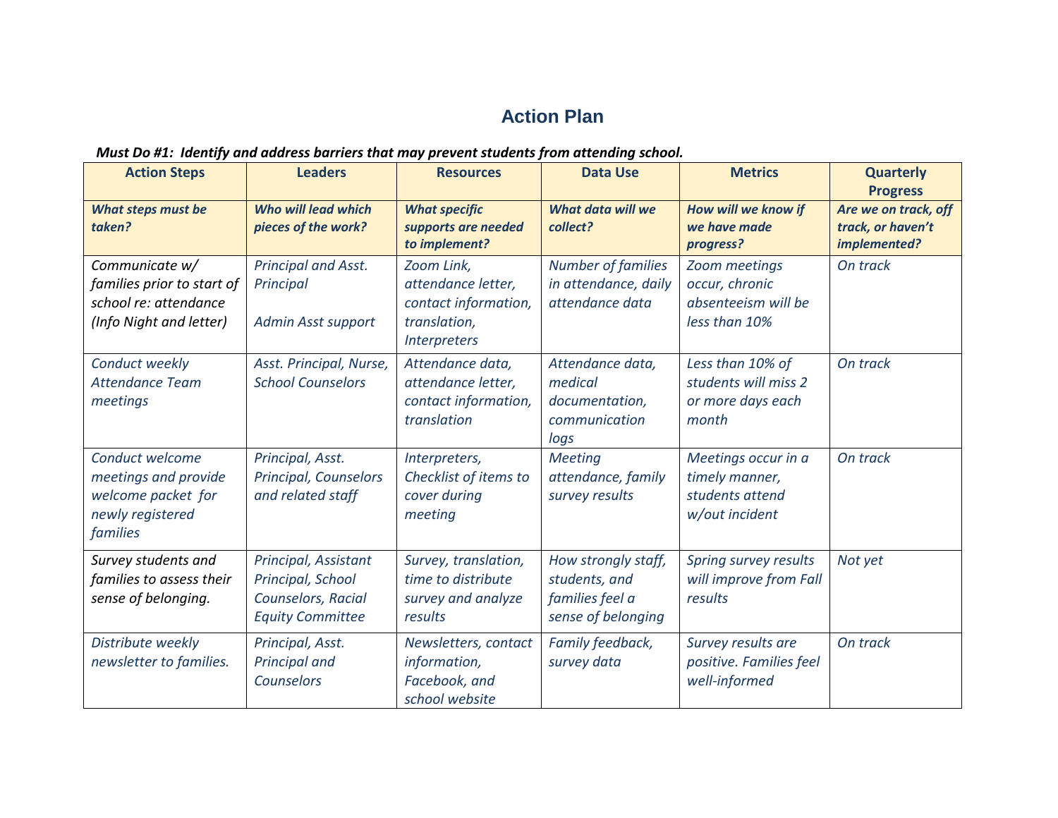# Action Plan

***Must Do #1: Identify and address barriers that may prevent students from attending school.***

| Action Steps | Leaders | Resources | Data Use | Metrics | Quarterly Progress |
|---|---|---|---|---|---|
| ***What steps must be taken?*** | ***Who will lead which pieces of the work?*** | ***What specific supports are needed to implement?*** | ***What data will we collect?*** | ***How will we know if we have made progress?*** | ***Are we on track, off track, or haven't implemented?*** |
| *Communicate w/ families prior to start of school re: attendance (Info Night and letter)* | *Principal and Asst. Principal*<br><br>*Admin Asst support* | *Zoom Link, attendance letter, contact information, translation, Interpreters* | *Number of families in attendance, daily attendance data* | *Zoom meetings occur, chronic absenteeism will be less than 10%* | *On track* |
| *Conduct weekly Attendance Team meetings* | *Asst. Principal, Nurse, School Counselors* | *Attendance data, attendance letter, contact information, translation* | *Attendance data, medical documentation, communication logs* | *Less than 10% of students will miss 2 or more days each month* | *On track* |
| *Conduct welcome meetings and provide welcome packet for newly registered families* | *Principal, Asst. Principal, Counselors and related staff* | *Interpreters, Checklist of items to cover during meeting* | *Meeting attendance, family survey results* | *Meetings occur in a timely manner, students attend w/out incident* | *On track* |
| *Survey students and families to assess their sense of belonging.* | *Principal, Assistant Principal, School Counselors, Racial Equity Committee* | *Survey, translation, time to distribute survey and analyze results* | *How strongly staff, students, and families feel a sense of belonging* | *Spring survey results will improve from Fall results* | *Not yet* |
| *Distribute weekly newsletter to families.* | *Principal, Asst. Principal and Counselors* | *Newsletters, contact information, Facebook, and school website* | *Family feedback, survey data* | *Survey results are positive. Families feel well-informed* | *On track* |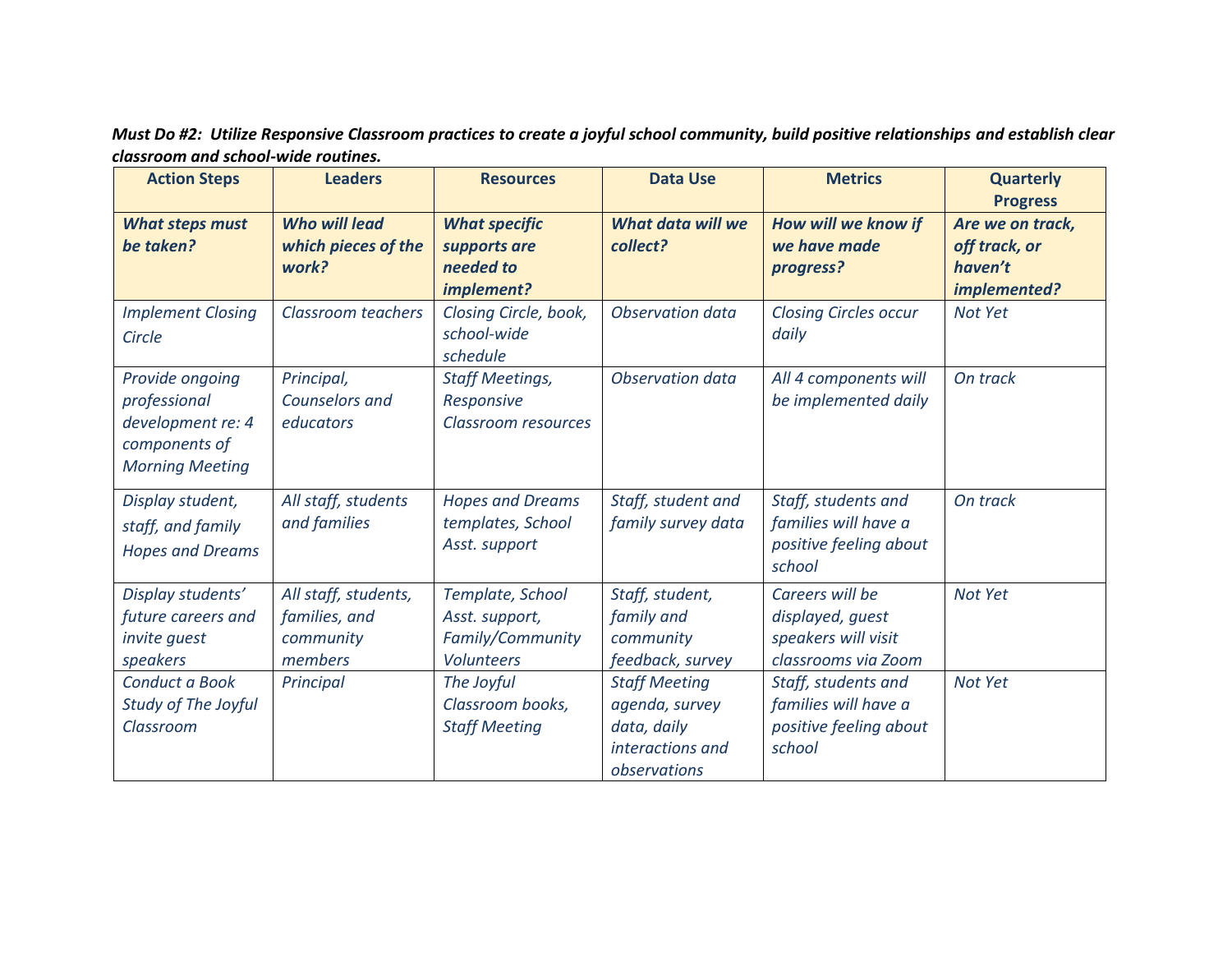***Must Do #2: Utilize Responsive Classroom practices to create a joyful school community, build positive relationships and establish clear classroom and school-wide routines.***

| **Action Steps** | **Leaders** | **Resources** | **Data Use** | **Metrics** | **Quarterly Progress** |
|---|---|---|---|---|---|
| ***What steps must be taken?*** | ***Who will lead which pieces of the work?*** | ***What specific supports are needed to implement?*** | ***What data will we collect?*** | ***How will we know if we have made progress?*** | ***Are we on track, off track, or haven't implemented?*** |
| *Implement Closing Circle* | *Classroom teachers* | *Closing Circle, book, school-wide schedule* | *Observation data* | *Closing Circles occur daily* | *Not Yet* |
| *Provide ongoing professional development re: 4 components of Morning Meeting* | *Principal, Counselors and educators* | *Staff Meetings, Responsive Classroom resources* | *Observation data* | *All 4 components will be implemented daily* | *On track* |
| *Display student, staff, and family Hopes and Dreams* | *All staff, students and families* | *Hopes and Dreams templates, School Asst. support* | *Staff, student and family survey data* | *Staff, students and families will have a positive feeling about school* | *On track* |
| *Display students' future careers and invite guest speakers* | *All staff, students, families, and community members* | *Template, School Asst. support, Family/Community Volunteers* | *Staff, student, family and community feedback, survey* | *Careers will be displayed, guest speakers will visit classrooms via Zoom* | *Not Yet* |
| *Conduct a Book Study of The Joyful Classroom* | *Principal* | *The Joyful Classroom books, Staff Meeting* | *Staff Meeting agenda, survey data, daily interactions and observations* | *Staff, students and families will have a positive feeling about school* | *Not Yet* |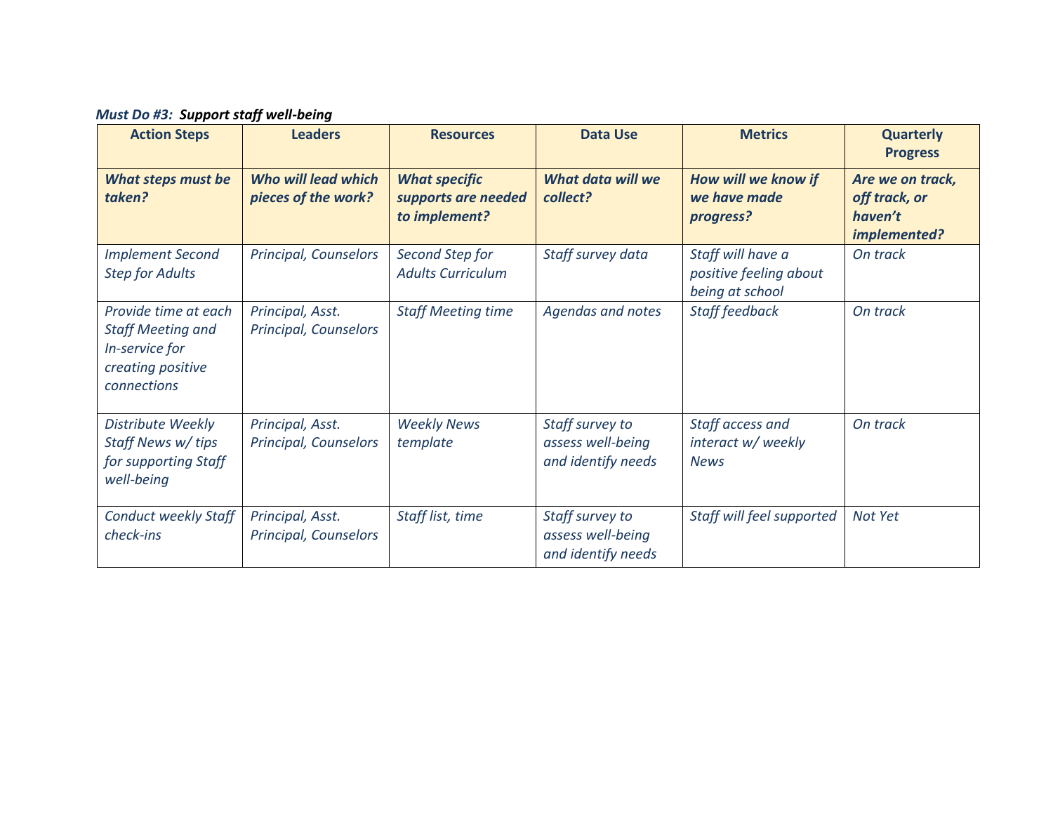***Must Do #3: Support staff well-being***

| **Action Steps** | **Leaders** | **Resources** | **Data Use** | **Metrics** | **Quarterly Progress** |
|---|---|---|---|---|---|
| ***What steps must be taken?*** | ***Who will lead which pieces of the work?*** | ***What specific supports are needed to implement?*** | ***What data will we collect?*** | ***How will we know if we have made progress?*** | ***Are we on track, off track, or haven't implemented?*** |
| *Implement Second Step for Adults* | *Principal, Counselors* | *Second Step for Adults Curriculum* | *Staff survey data* | *Staff will have a positive feeling about being at school* | *On track* |
| *Provide time at each Staff Meeting and In-service for creating positive connections* | *Principal, Asst. Principal, Counselors* | *Staff Meeting time* | *Agendas and notes* | *Staff feedback* | *On track* |
| *Distribute Weekly Staff News w/ tips for supporting Staff well-being* | *Principal, Asst. Principal, Counselors* | *Weekly News template* | *Staff survey to assess well-being and identify needs* | *Staff access and interact w/ weekly News* | *On track* |
| *Conduct weekly Staff check-ins* | *Principal, Asst. Principal, Counselors* | *Staff list, time* | *Staff survey to assess well-being and identify needs* | *Staff will feel supported* | *Not Yet* |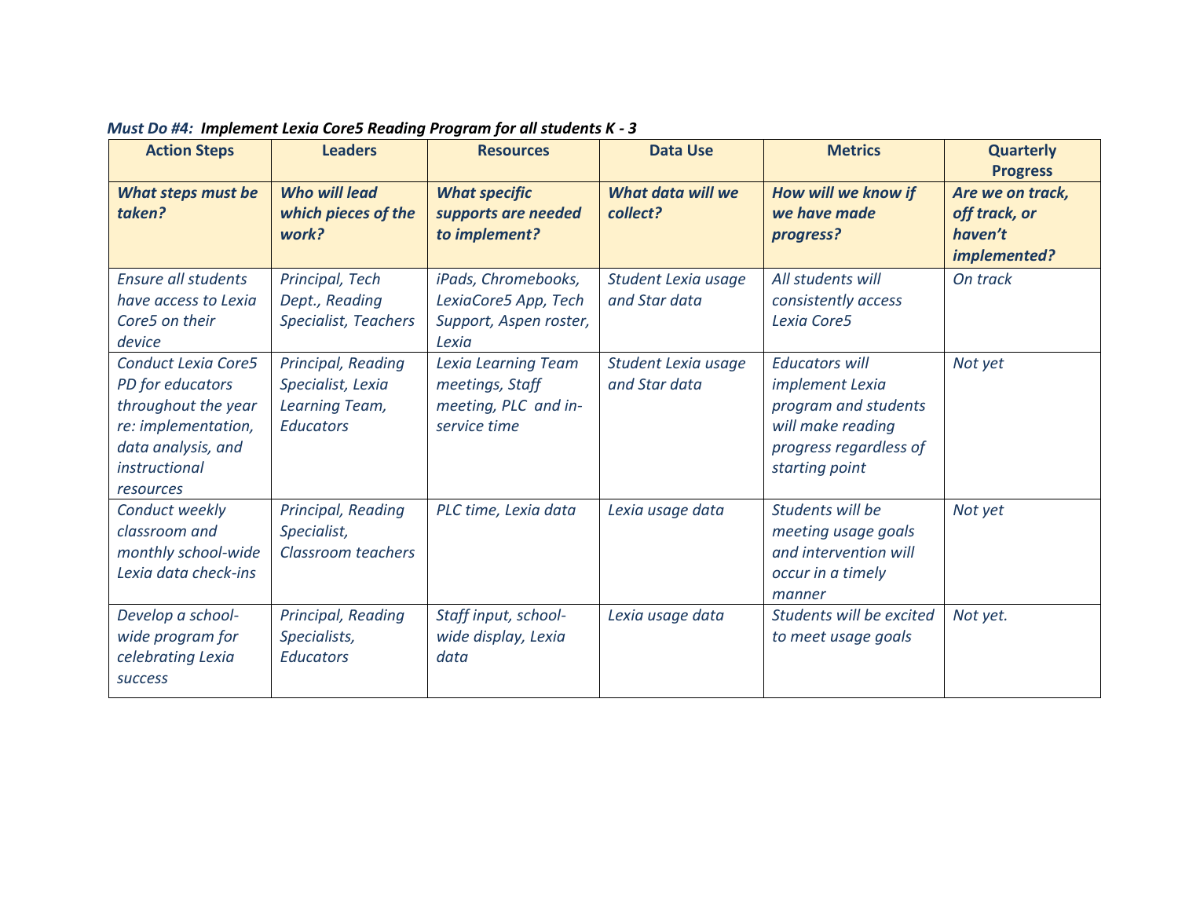*Must Do #4: **Implement Lexia Core5 Reading Program for all students K - 3***

| Action Steps | Leaders | Resources | Data Use | Metrics | Quarterly Progress |
|---|---|---|---|---|---|
| ***What steps must be taken?*** | ***Who will lead which pieces of the work?*** | ***What specific supports are needed to implement?*** | ***What data will we collect?*** | ***How will we know if we have made progress?*** | ***Are we on track, off track, or haven't implemented?*** |
| *Ensure all students have access to Lexia Core5 on their device* | *Principal, Tech Dept., Reading Specialist, Teachers* | *iPads, Chromebooks, LexiaCore5 App, Tech Support, Aspen roster, Lexia* | *Student Lexia usage and Star data* | *All students will consistently access Lexia Core5* | *On track* |
| *Conduct Lexia Core5 PD for educators throughout the year re: implementation, data analysis, and instructional resources* | *Principal, Reading Specialist, Lexia Learning Team, Educators* | *Lexia Learning Team meetings, Staff meeting, PLC and in-service time* | *Student Lexia usage and Star data* | *Educators will implement Lexia program and students will make reading progress regardless of starting point* | *Not yet* |
| *Conduct weekly classroom and monthly school-wide Lexia data check-ins* | *Principal, Reading Specialist, Classroom teachers* | *PLC time, Lexia data* | *Lexia usage data* | *Students will be meeting usage goals and intervention will occur in a timely manner* | *Not yet* |
| *Develop a school-wide program for celebrating Lexia success* | *Principal, Reading Specialists, Educators* | *Staff input, school-wide display, Lexia data* | *Lexia usage data* | *Students will be excited to meet usage goals* | *Not yet.* |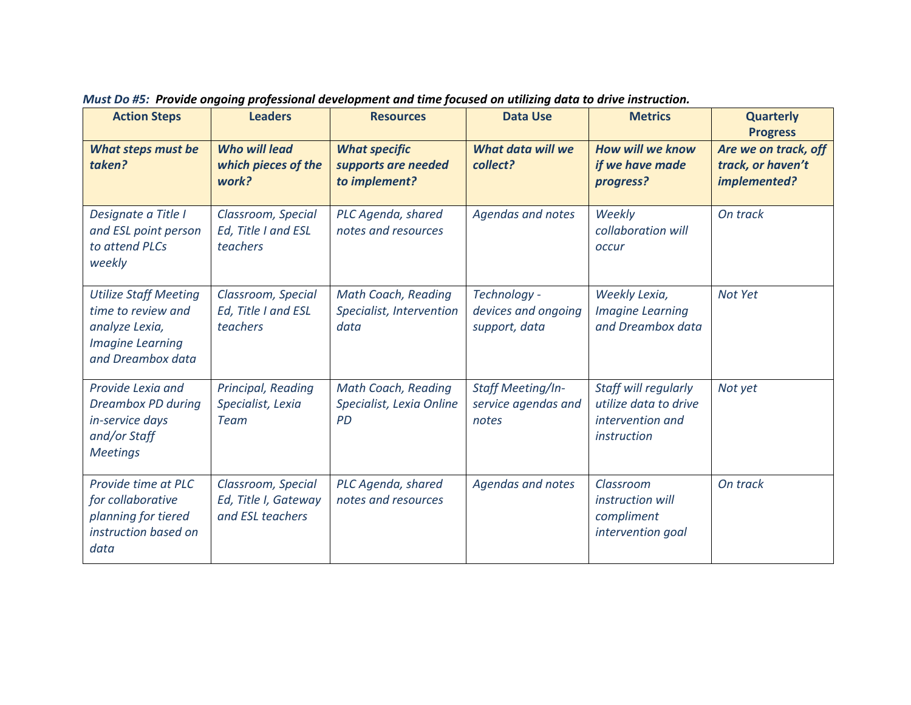*Must Do #5:* ***Provide ongoing professional development and time focused on utilizing data to drive instruction.***

| Action Steps | Leaders | Resources | Data Use | Metrics | Quarterly Progress |
|---|---|---|---|---|---|
| ***What steps must be taken?*** | ***Who will lead which pieces of the work?*** | ***What specific supports are needed to implement?*** | ***What data will we collect?*** | ***How will we know if we have made progress?*** | ***Are we on track, off track, or haven't implemented?*** |
| *Designate a Title I and ESL point person to attend PLCs weekly* | *Classroom, Special Ed, Title I and ESL teachers* | *PLC Agenda, shared notes and resources* | *Agendas and notes* | *Weekly collaboration will occur* | *On track* |
| *Utilize Staff Meeting time to review and analyze Lexia, Imagine Learning and Dreambox data* | *Classroom, Special Ed, Title I and ESL teachers* | *Math Coach, Reading Specialist, Intervention data* | *Technology - devices and ongoing support, data* | *Weekly Lexia, Imagine Learning and Dreambox data* | *Not Yet* |
| *Provide Lexia and Dreambox PD during in-service days and/or Staff Meetings* | *Principal, Reading Specialist, Lexia Team* | *Math Coach, Reading Specialist, Lexia Online PD* | *Staff Meeting/In-service agendas and notes* | *Staff will regularly utilize data to drive intervention and instruction* | *Not yet* |
| *Provide time at PLC for collaborative planning for tiered instruction based on data* | *Classroom, Special Ed, Title I, Gateway and ESL teachers* | *PLC Agenda, shared notes and resources* | *Agendas and notes* | *Classroom instruction will compliment intervention goal* | *On track* |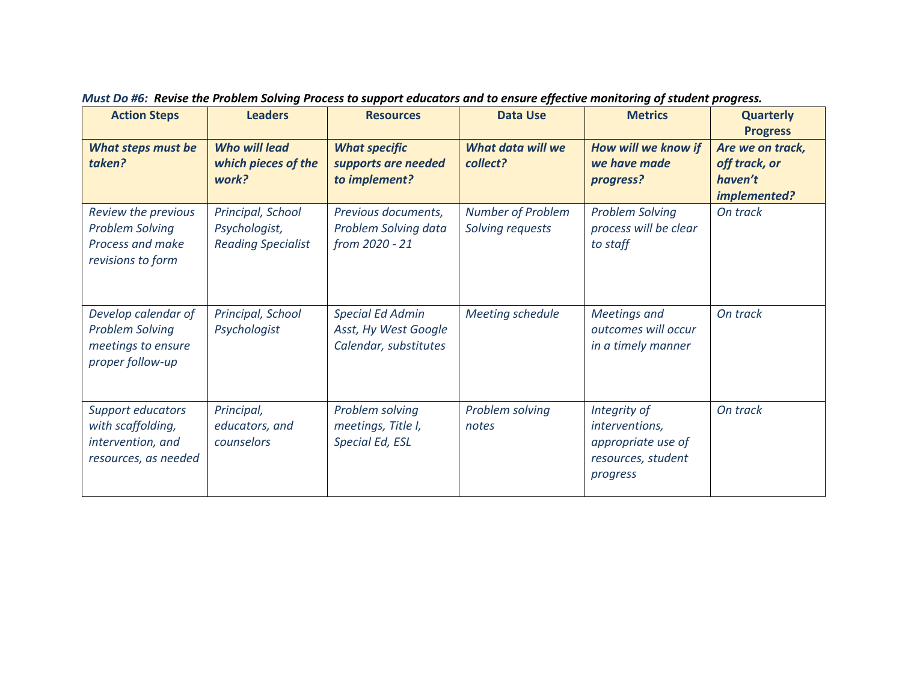***Must Do #6:* Revise the Problem Solving Process to support educators and to ensure effective monitoring of student progress.**

| Action Steps | Leaders | Resources | Data Use | Metrics | Quarterly Progress |
|---|---|---|---|---|---|
| ***What steps must be taken?*** | ***Who will lead which pieces of the work?*** | ***What specific supports are needed to implement?*** | ***What data will we collect?*** | ***How will we know if we have made progress?*** | ***Are we on track, off track, or haven't implemented?*** |
| *Review the previous Problem Solving Process and make revisions to form* | *Principal, School Psychologist, Reading Specialist* | *Previous documents, Problem Solving data from 2020 - 21* | *Number of Problem Solving requests* | *Problem Solving process will be clear to staff* | *On track* |
| *Develop calendar of Problem Solving meetings to ensure proper follow-up* | *Principal, School Psychologist* | *Special Ed Admin Asst, Hy West Google Calendar, substitutes* | *Meeting schedule* | *Meetings and outcomes will occur in a timely manner* | *On track* |
| *Support educators with scaffolding, intervention, and resources, as needed* | *Principal, educators, and counselors* | *Problem solving meetings, Title I, Special Ed, ESL* | *Problem solving notes* | *Integrity of interventions, appropriate use of resources, student progress* | *On track* |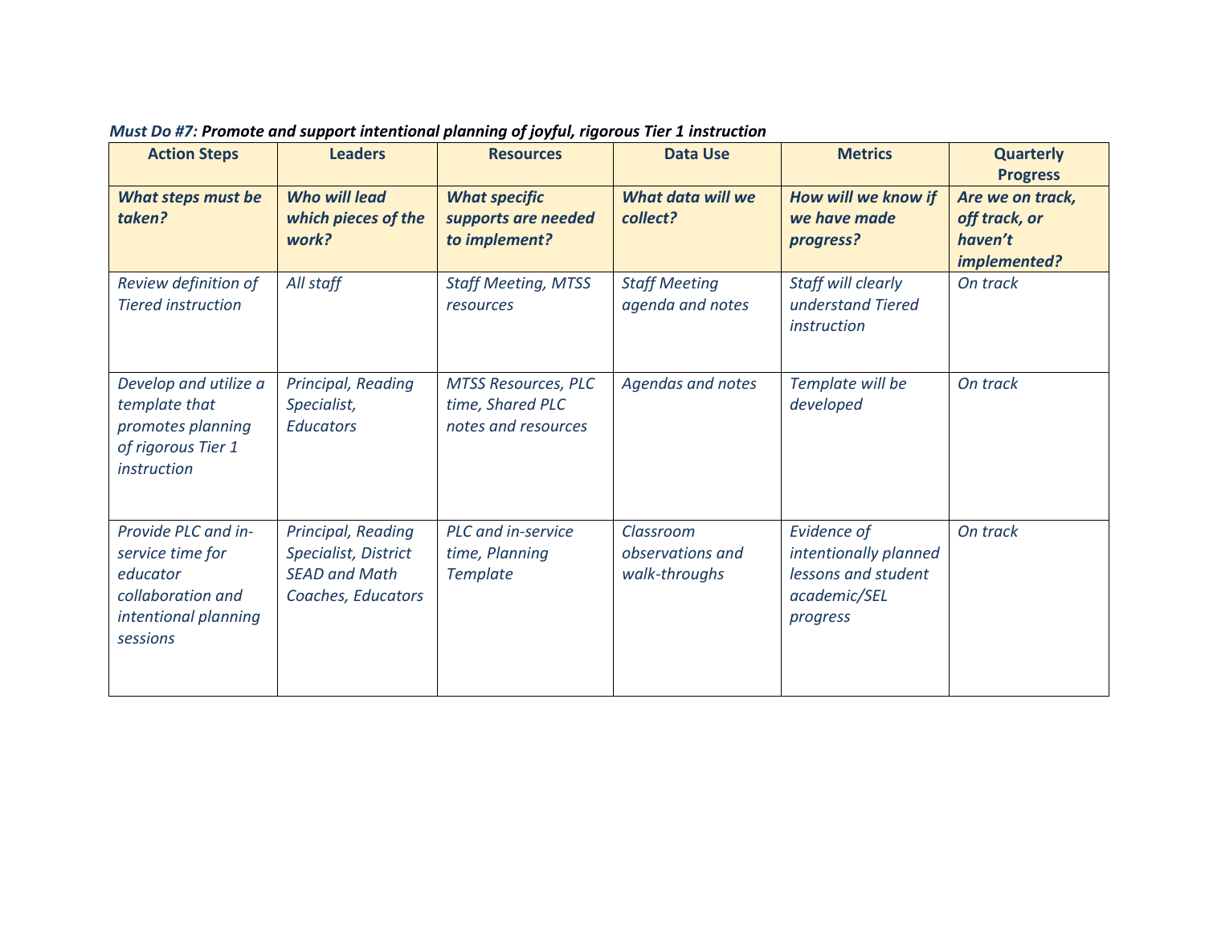***Must Do #7:*** ***Promote and support intentional planning of joyful, rigorous Tier 1 instruction***

| **Action Steps** | **Leaders** | **Resources** | **Data Use** | **Metrics** | **Quarterly Progress** |
|---|---|---|---|---|---|
| ***What steps must be taken?*** | ***Who will lead which pieces of the work?*** | ***What specific supports are needed to implement?*** | ***What data will we collect?*** | ***How will we know if we have made progress?*** | ***Are we on track, off track, or haven't implemented?*** |
| *Review definition of Tiered instruction* | *All staff* | *Staff Meeting, MTSS resources* | *Staff Meeting agenda and notes* | *Staff will clearly understand Tiered instruction* | *On track* |
| *Develop and utilize a template that promotes planning of rigorous Tier 1 instruction* | *Principal, Reading Specialist, Educators* | *MTSS Resources, PLC time, Shared PLC notes and resources* | *Agendas and notes* | *Template will be developed* | *On track* |
| *Provide PLC and in-service time for educator collaboration and intentional planning sessions* | *Principal, Reading Specialist, District SEAD and Math Coaches, Educators* | *PLC and in-service time, Planning Template* | *Classroom observations and walk-throughs* | *Evidence of intentionally planned lessons and student academic/SEL progress* | *On track* |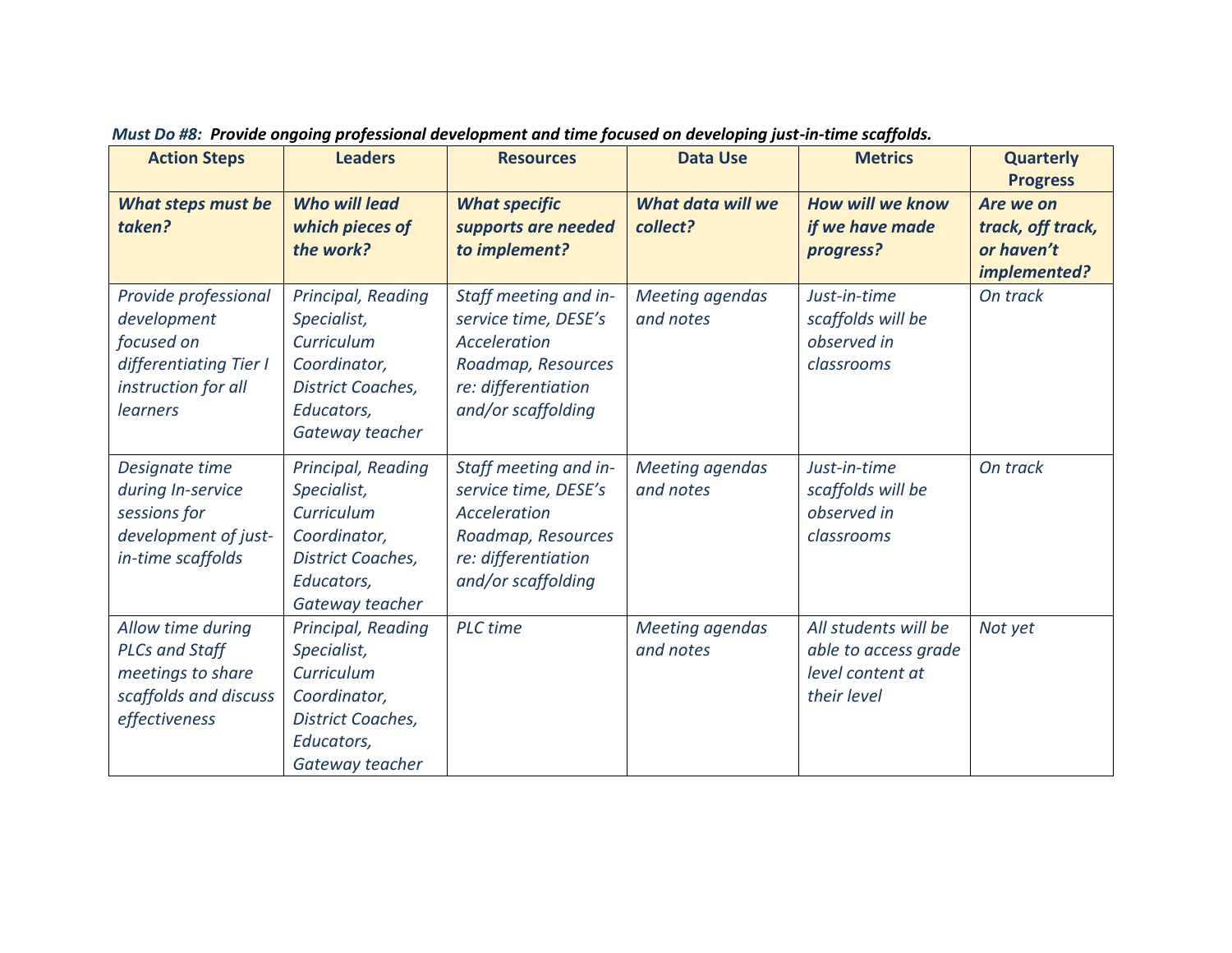*Must Do #8:* ***Provide ongoing professional development and time focused on developing just-in-time scaffolds.***

| Action Steps | Leaders | Resources | Data Use | Metrics | Quarterly Progress |
|---|---|---|---|---|---|
| ***What steps must be taken?*** | ***Who will lead which pieces of the work?*** | ***What specific supports are needed to implement?*** | ***What data will we collect?*** | ***How will we know if we have made progress?*** | ***Are we on track, off track, or haven't implemented?*** |
| *Provide professional development focused on differentiating Tier I instruction for all learners* | *Principal, Reading Specialist, Curriculum Coordinator, District Coaches, Educators, Gateway teacher* | *Staff meeting and in-service time, DESE's Acceleration Roadmap, Resources re: differentiation and/or scaffolding* | *Meeting agendas and notes* | *Just-in-time scaffolds will be observed in classrooms* | *On track* |
| *Designate time during In-service sessions for development of just-in-time scaffolds* | *Principal, Reading Specialist, Curriculum Coordinator, District Coaches, Educators, Gateway teacher* | *Staff meeting and in-service time, DESE's Acceleration Roadmap, Resources re: differentiation and/or scaffolding* | *Meeting agendas and notes* | *Just-in-time scaffolds will be observed in classrooms* | *On track* |
| *Allow time during PLCs and Staff meetings to share scaffolds and discuss effectiveness* | *Principal, Reading Specialist, Curriculum Coordinator, District Coaches, Educators, Gateway teacher* | *PLC time* | *Meeting agendas and notes* | *All students will be able to access grade level content at their level* | *Not yet* |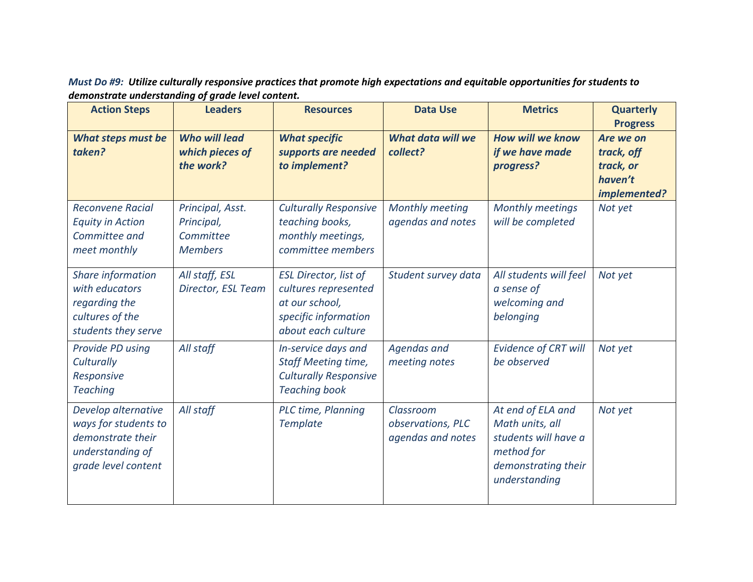***Must Do #9:* Utilize culturally responsive practices that promote high expectations and equitable opportunities for students to demonstrate understanding of grade level content.**

| Action Steps | Leaders | Resources | Data Use | Metrics | Quarterly Progress |
|---|---|---|---|---|---|
| ***What steps must be taken?*** | ***Who will lead which pieces of the work?*** | ***What specific supports are needed to implement?*** | ***What data will we collect?*** | ***How will we know if we have made progress?*** | ***Are we on track, off track, or haven't implemented?*** |
| *Reconvene Racial Equity in Action Committee and meet monthly* | *Principal, Asst. Principal, Committee Members* | *Culturally Responsive teaching books, monthly meetings, committee members* | *Monthly meeting agendas and notes* | *Monthly meetings will be completed* | *Not yet* |
| *Share information with educators regarding the cultures of the students they serve* | *All staff, ESL Director, ESL Team* | *ESL Director, list of cultures represented at our school, specific information about each culture* | *Student survey data* | *All students will feel a sense of welcoming and belonging* | *Not yet* |
| *Provide PD using Culturally Responsive Teaching* | *All staff* | *In-service days and Staff Meeting time, Culturally Responsive Teaching book* | *Agendas and meeting notes* | *Evidence of CRT will be observed* | *Not yet* |
| *Develop alternative ways for students to demonstrate their understanding of grade level content* | *All staff* | *PLC time, Planning Template* | *Classroom observations, PLC agendas and notes* | *At end of ELA and Math units, all students will have a method for demonstrating their understanding* | *Not yet* |